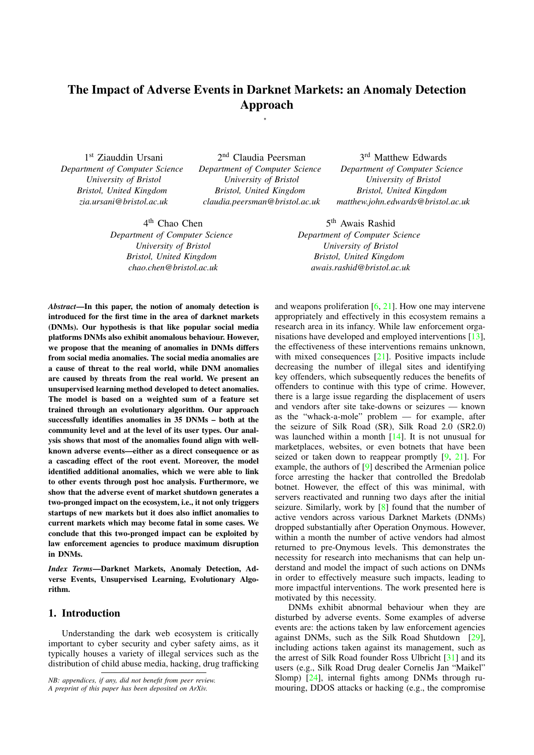# The Impact of Adverse Events in Darknet Markets: an Anomaly Detection Approach

*

1st Ziauddin Ursani
*Department of Computer Science*
*University of Bristol*
*Bristol, United Kingdom*
*zia.ursani@bristol.ac.uk*

2nd Claudia Peersman
*Department of Computer Science*
*University of Bristol*
*Bristol, United Kingdom*
*claudia.peersman@bristol.ac.uk*

3rd Matthew Edwards
*Department of Computer Science*
*University of Bristol*
*Bristol, United Kingdom*
*matthew.john.edwards@bristol.ac.uk*

4th Chao Chen
*Department of Computer Science*
*University of Bristol*
*Bristol, United Kingdom*
*chao.chen@bristol.ac.uk*

5th Awais Rashid
*Department of Computer Science*
*University of Bristol*
*Bristol, United Kingdom*
*awais.rashid@bristol.ac.uk*

***Abstract*—In this paper, the notion of anomaly detection is introduced for the first time in the area of darknet markets (DNMs). Our hypothesis is that like popular social media platforms DNMs also exhibit anomalous behaviour. However, we propose that the meaning of anomalies in DNMs differs from social media anomalies. The social media anomalies are a cause of threat to the real world, while DNM anomalies are caused by threats from the real world. We present an unsupervised learning method developed to detect anomalies. The model is based on a weighted sum of a feature set trained through an evolutionary algorithm. Our approach successfully identifies anomalies in 35 DNMs – both at the community level and at the level of its user types. Our analysis shows that most of the anomalies found align with well-known adverse events—either as a direct consequence or as a cascading effect of the root event. Moreover, the model identified additional anomalies, which we were able to link to other events through post hoc analysis. Furthermore, we show that the adverse event of market shutdown generates a two-pronged impact on the ecosystem, i.e., it not only triggers startups of new markets but it does also inflict anomalies to current markets which may become fatal in some cases. We conclude that this two-pronged impact can be exploited by law enforcement agencies to produce maximum disruption in DNMs.**

***Index Terms*—Darknet Markets, Anomaly Detection, Adverse Events, Unsupervised Learning, Evolutionary Algorithm.**

## 1. Introduction

Understanding the dark web ecosystem is critically important to cyber security and cyber safety aims, as it typically houses a variety of illegal services such as the distribution of child abuse media, hacking, drug trafficking and weapons proliferation [6, 21]. How one may intervene appropriately and effectively in this ecosystem remains a research area in its infancy. While law enforcement organisations have developed and employed interventions [13], the effectiveness of these interventions remains unknown, with mixed consequences [21]. Positive impacts include decreasing the number of illegal sites and identifying key offenders, which subsequently reduces the benefits of offenders to continue with this type of crime. However, there is a large issue regarding the displacement of users and vendors after site take-downs or seizures — known as the "whack-a-mole" problem — for example, after the seizure of Silk Road (SR), Silk Road 2.0 (SR2.0) was launched within a month [14]. It is not unusual for marketplaces, websites, or even botnets that have been seized or taken down to reappear promptly [9, 21]. For example, the authors of [9] described the Armenian police force arresting the hacker that controlled the Bredolab botnet. However, the effect of this was minimal, with servers reactivated and running two days after the initial seizure. Similarly, work by [8] found that the number of active vendors across various Darknet Markets (DNMs) dropped substantially after Operation Onymous. However, within a month the number of active vendors had almost returned to pre-Onymous levels. This demonstrates the necessity for research into mechanisms that can help understand and model the impact of such actions on DNMs in order to effectively measure such impacts, leading to more impactful interventions. The work presented here is motivated by this necessity.

DNMs exhibit abnormal behaviour when they are disturbed by adverse events. Some examples of adverse events are: the actions taken by law enforcement agencies against DNMs, such as the Silk Road Shutdown [29], including actions taken against its management, such as the arrest of Silk Road founder Ross Ulbricht [31] and its users (e.g., Silk Road Drug dealer Cornelis Jan "Maikel" Slomp) [24], internal fights among DNMs through rumouring, DDOS attacks or hacking (e.g., the compromise

*NB: appendices, if any, did not benefit from peer review.*
*A preprint of this paper has been deposited on ArXiv.*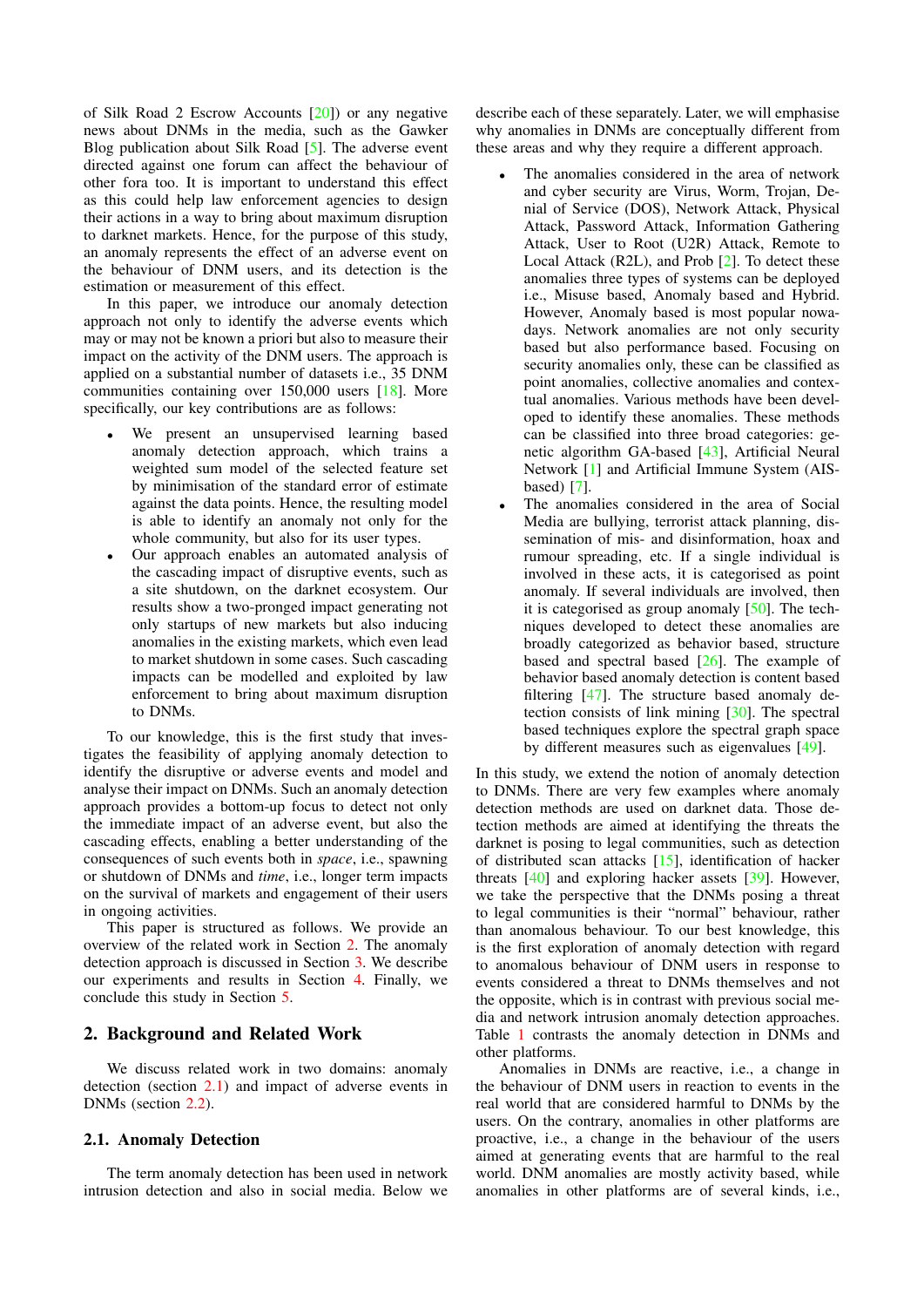of Silk Road 2 Escrow Accounts [20]) or any negative news about DNMs in the media, such as the Gawker Blog publication about Silk Road [5]. The adverse event directed against one forum can affect the behaviour of other fora too. It is important to understand this effect as this could help law enforcement agencies to design their actions in a way to bring about maximum disruption to darknet markets. Hence, for the purpose of this study, an anomaly represents the effect of an adverse event on the behaviour of DNM users, and its detection is the estimation or measurement of this effect.

In this paper, we introduce our anomaly detection approach not only to identify the adverse events which may or may not be known a priori but also to measure their impact on the activity of the DNM users. The approach is applied on a substantial number of datasets i.e., 35 DNM communities containing over 150,000 users [18]. More specifically, our key contributions are as follows:

- We present an unsupervised learning based anomaly detection approach, which trains a weighted sum model of the selected feature set by minimisation of the standard error of estimate against the data points. Hence, the resulting model is able to identify an anomaly not only for the whole community, but also for its user types.
- Our approach enables an automated analysis of the cascading impact of disruptive events, such as a site shutdown, on the darknet ecosystem. Our results show a two-pronged impact generating not only startups of new markets but also inducing anomalies in the existing markets, which even lead to market shutdown in some cases. Such cascading impacts can be modelled and exploited by law enforcement to bring about maximum disruption to DNMs.

To our knowledge, this is the first study that investigates the feasibility of applying anomaly detection to identify the disruptive or adverse events and model and analyse their impact on DNMs. Such an anomaly detection approach provides a bottom-up focus to detect not only the immediate impact of an adverse event, but also the cascading effects, enabling a better understanding of the consequences of such events both in *space*, i.e., spawning or shutdown of DNMs and *time*, i.e., longer term impacts on the survival of markets and engagement of their users in ongoing activities.

This paper is structured as follows. We provide an overview of the related work in Section 2. The anomaly detection approach is discussed in Section 3. We describe our experiments and results in Section 4. Finally, we conclude this study in Section 5.

## 2. Background and Related Work

We discuss related work in two domains: anomaly detection (section 2.1) and impact of adverse events in DNMs (section 2.2).

### 2.1. Anomaly Detection

The term anomaly detection has been used in network intrusion detection and also in social media. Below we describe each of these separately. Later, we will emphasise why anomalies in DNMs are conceptually different from these areas and why they require a different approach.

- The anomalies considered in the area of network and cyber security are Virus, Worm, Trojan, Denial of Service (DOS), Network Attack, Physical Attack, Password Attack, Information Gathering Attack, User to Root (U2R) Attack, Remote to Local Attack (R2L), and Prob [2]. To detect these anomalies three types of systems can be deployed i.e., Misuse based, Anomaly based and Hybrid. However, Anomaly based is most popular nowadays. Network anomalies are not only security based but also performance based. Focusing on security anomalies only, these can be classified as point anomalies, collective anomalies and contextual anomalies. Various methods have been developed to identify these anomalies. These methods can be classified into three broad categories: genetic algorithm GA-based [43], Artificial Neural Network [1] and Artificial Immune System (AIS-based) [7].
- The anomalies considered in the area of Social Media are bullying, terrorist attack planning, dissemination of mis- and disinformation, hoax and rumour spreading, etc. If a single individual is involved in these acts, it is categorised as point anomaly. If several individuals are involved, then it is categorised as group anomaly [50]. The techniques developed to detect these anomalies are broadly categorized as behavior based, structure based and spectral based [26]. The example of behavior based anomaly detection is content based filtering [47]. The structure based anomaly detection consists of link mining [30]. The spectral based techniques explore the spectral graph space by different measures such as eigenvalues [49].

In this study, we extend the notion of anomaly detection to DNMs. There are very few examples where anomaly detection methods are used on darknet data. Those detection methods are aimed at identifying the threats the darknet is posing to legal communities, such as detection of distributed scan attacks [15], identification of hacker threats [40] and exploring hacker assets [39]. However, we take the perspective that the DNMs posing a threat to legal communities is their "normal" behaviour, rather than anomalous behaviour. To our best knowledge, this is the first exploration of anomaly detection with regard to anomalous behaviour of DNM users in response to events considered a threat to DNMs themselves and not the opposite, which is in contrast with previous social media and network intrusion anomaly detection approaches. Table 1 contrasts the anomaly detection in DNMs and other platforms.

Anomalies in DNMs are reactive, i.e., a change in the behaviour of DNM users in reaction to events in the real world that are considered harmful to DNMs by the users. On the contrary, anomalies in other platforms are proactive, i.e., a change in the behaviour of the users aimed at generating events that are harmful to the real world. DNM anomalies are mostly activity based, while anomalies in other platforms are of several kinds, i.e.,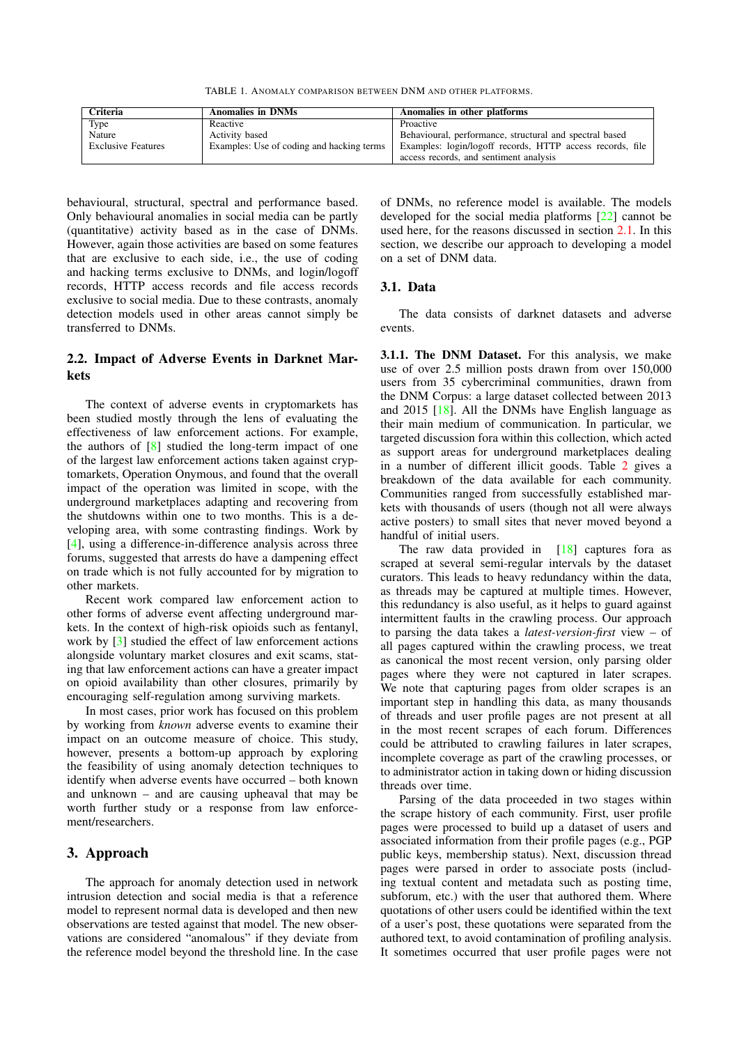TABLE 1. ANOMALY COMPARISON BETWEEN DNM AND OTHER PLATFORMS.

| Criteria | Anomalies in DNMs | Anomalies in other platforms |
|---|---|---|
| Type | Reactive | Proactive |
| Nature | Activity based | Behavioural, performance, structural and spectral based |
| Exclusive Features | Examples: Use of coding and hacking terms | Examples: login/logoff records, HTTP access records, file access records, and sentiment analysis |

behavioural, structural, spectral and performance based. Only behavioural anomalies in social media can be partly (quantitative) activity based as in the case of DNMs. However, again those activities are based on some features that are exclusive to each side, i.e., the use of coding and hacking terms exclusive to DNMs, and login/logoff records, HTTP access records and file access records exclusive to social media. Due to these contrasts, anomaly detection models used in other areas cannot simply be transferred to DNMs.

## 2.2. Impact of Adverse Events in Darknet Markets

The context of adverse events in cryptomarkets has been studied mostly through the lens of evaluating the effectiveness of law enforcement actions. For example, the authors of [8] studied the long-term impact of one of the largest law enforcement actions taken against cryptomarkets, Operation Onymous, and found that the overall impact of the operation was limited in scope, with the underground marketplaces adapting and recovering from the shutdowns within one to two months. This is a developing area, with some contrasting findings. Work by [4], using a difference-in-difference analysis across three forums, suggested that arrests do have a dampening effect on trade which is not fully accounted for by migration to other markets.

Recent work compared law enforcement action to other forms of adverse event affecting underground markets. In the context of high-risk opioids such as fentanyl, work by [3] studied the effect of law enforcement actions alongside voluntary market closures and exit scams, stating that law enforcement actions can have a greater impact on opioid availability than other closures, primarily by encouraging self-regulation among surviving markets.

In most cases, prior work has focused on this problem by working from *known* adverse events to examine their impact on an outcome measure of choice. This study, however, presents a bottom-up approach by exploring the feasibility of using anomaly detection techniques to identify when adverse events have occurred – both known and unknown – and are causing upheaval that may be worth further study or a response from law enforcement/researchers.

# 3. Approach

The approach for anomaly detection used in network intrusion detection and social media is that a reference model to represent normal data is developed and then new observations are tested against that model. The new observations are considered "anomalous" if they deviate from the reference model beyond the threshold line. In the case of DNMs, no reference model is available. The models developed for the social media platforms [22] cannot be used here, for the reasons discussed in section 2.1. In this section, we describe our approach to developing a model on a set of DNM data.

## 3.1. Data

The data consists of darknet datasets and adverse events.

**3.1.1. The DNM Dataset.** For this analysis, we make use of over 2.5 million posts drawn from over 150,000 users from 35 cybercriminal communities, drawn from the DNM Corpus: a large dataset collected between 2013 and 2015 [18]. All the DNMs have English language as their main medium of communication. In particular, we targeted discussion fora within this collection, which acted as support areas for underground marketplaces dealing in a number of different illicit goods. Table 2 gives a breakdown of the data available for each community. Communities ranged from successfully established markets with thousands of users (though not all were always active posters) to small sites that never moved beyond a handful of initial users.

The raw data provided in [18] captures fora as scraped at several semi-regular intervals by the dataset curators. This leads to heavy redundancy within the data, as threads may be captured at multiple times. However, this redundancy is also useful, as it helps to guard against intermittent faults in the crawling process. Our approach to parsing the data takes a *latest-version-first* view – of all pages captured within the crawling process, we treat as canonical the most recent version, only parsing older pages where they were not captured in later scrapes. We note that capturing pages from older scrapes is an important step in handling this data, as many thousands of threads and user profile pages are not present at all in the most recent scrapes of each forum. Differences could be attributed to crawling failures in later scrapes, incomplete coverage as part of the crawling processes, or to administrator action in taking down or hiding discussion threads over time.

Parsing of the data proceeded in two stages within the scrape history of each community. First, user profile pages were processed to build up a dataset of users and associated information from their profile pages (e.g., PGP public keys, membership status). Next, discussion thread pages were parsed in order to associate posts (including textual content and metadata such as posting time, subforum, etc.) with the user that authored them. Where quotations of other users could be identified within the text of a user's post, these quotations were separated from the authored text, to avoid contamination of profiling analysis. It sometimes occurred that user profile pages were not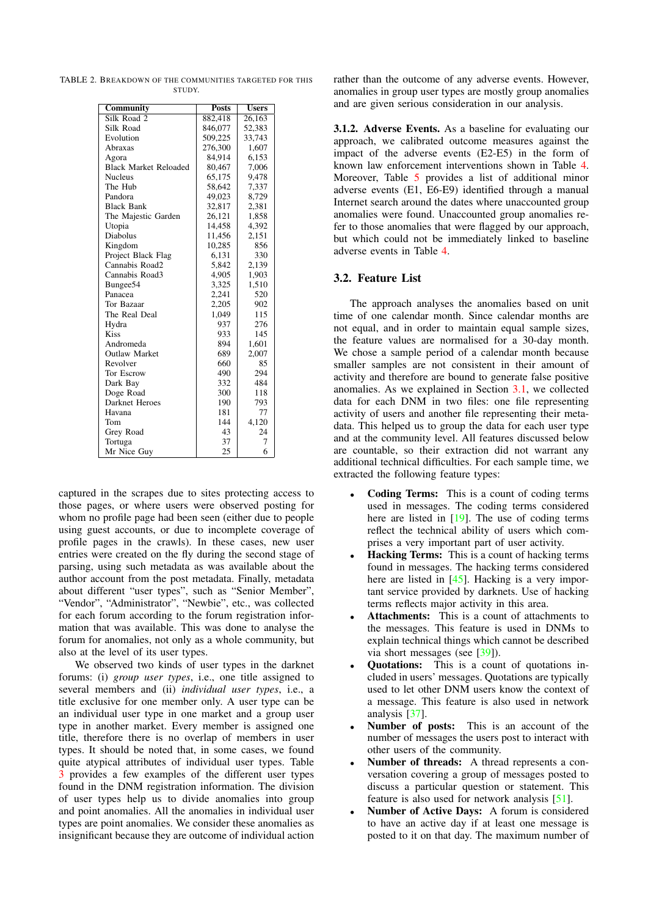TABLE 2. BREAKDOWN OF THE COMMUNITIES TARGETED FOR THIS STUDY.

| Community | Posts | Users |
|---|---|---|
| Silk Road 2 | 882,418 | 26,163 |
| Silk Road | 846,077 | 52,383 |
| Evolution | 509,225 | 33,743 |
| Abraxas | 276,300 | 1,607 |
| Agora | 84,914 | 6,153 |
| Black Market Reloaded | 80,467 | 7,006 |
| Nucleus | 65,175 | 9,478 |
| The Hub | 58,642 | 7,337 |
| Pandora | 49,023 | 8,729 |
| Black Bank | 32,817 | 2,381 |
| The Majestic Garden | 26,121 | 1,858 |
| Utopia | 14,458 | 4,392 |
| Diabolus | 11,456 | 2,151 |
| Kingdom | 10,285 | 856 |
| Project Black Flag | 6,131 | 330 |
| Cannabis Road2 | 5,842 | 2,139 |
| Cannabis Road3 | 4,905 | 1,903 |
| Bungee54 | 3,325 | 1,510 |
| Panacea | 2,241 | 520 |
| Tor Bazaar | 2,205 | 902 |
| The Real Deal | 1,049 | 115 |
| Hydra | 937 | 276 |
| Kiss | 933 | 145 |
| Andromeda | 894 | 1,601 |
| Outlaw Market | 689 | 2,007 |
| Revolver | 660 | 85 |
| Tor Escrow | 490 | 294 |
| Dark Bay | 332 | 484 |
| Doge Road | 300 | 118 |
| Darknet Heroes | 190 | 793 |
| Havana | 181 | 77 |
| Tom | 144 | 4,120 |
| Grey Road | 43 | 24 |
| Tortuga | 37 | 7 |
| Mr Nice Guy | 25 | 6 |

captured in the scrapes due to sites protecting access to those pages, or where users were observed posting for whom no profile page had been seen (either due to people using guest accounts, or due to incomplete coverage of profile pages in the crawls). In these cases, new user entries were created on the fly during the second stage of parsing, using such metadata as was available about the author account from the post metadata. Finally, metadata about different "user types", such as "Senior Member", "Vendor", "Administrator", "Newbie", etc., was collected for each forum according to the forum registration information that was available. This was done to analyse the forum for anomalies, not only as a whole community, but also at the level of its user types.

We observed two kinds of user types in the darknet forums: (i) *group user types*, i.e., one title assigned to several members and (ii) *individual user types*, i.e., a title exclusive for one member only. A user type can be an individual user type in one market and a group user type in another market. Every member is assigned one title, therefore there is no overlap of members in user types. It should be noted that, in some cases, we found quite atypical attributes of individual user types. Table 3 provides a few examples of the different user types found in the DNM registration information. The division of user types help us to divide anomalies into group and point anomalies. All the anomalies in individual user types are point anomalies. We consider these anomalies as insignificant because they are outcome of individual action rather than the outcome of any adverse events. However, anomalies in group user types are mostly group anomalies and are given serious consideration in our analysis.

**3.1.2. Adverse Events.** As a baseline for evaluating our approach, we calibrated outcome measures against the impact of the adverse events (E2-E5) in the form of known law enforcement interventions shown in Table 4. Moreover, Table 5 provides a list of additional minor adverse events (E1, E6-E9) identified through a manual Internet search around the dates where unaccounted group anomalies were found. Unaccounted group anomalies refer to those anomalies that were flagged by our approach, but which could not be immediately linked to baseline adverse events in Table 4.

## 3.2. Feature List

The approach analyses the anomalies based on unit time of one calendar month. Since calendar months are not equal, and in order to maintain equal sample sizes, the feature values are normalised for a 30-day month. We chose a sample period of a calendar month because smaller samples are not consistent in their amount of activity and therefore are bound to generate false positive anomalies. As we explained in Section 3.1, we collected data for each DNM in two files: one file representing activity of users and another file representing their metadata. This helped us to group the data for each user type and at the community level. All features discussed below are countable, so their extraction did not warrant any additional technical difficulties. For each sample time, we extracted the following feature types:

- **Coding Terms:** This is a count of coding terms used in messages. The coding terms considered here are listed in [19]. The use of coding terms reflect the technical ability of users which comprises a very important part of user activity.
- **Hacking Terms:** This is a count of hacking terms found in messages. The hacking terms considered here are listed in [45]. Hacking is a very important service provided by darknets. Use of hacking terms reflects major activity in this area.
- **Attachments:** This is a count of attachments to the messages. This feature is used in DNMs to explain technical things which cannot be described via short messages (see [39]).
- **Quotations:** This is a count of quotations included in users' messages. Quotations are typically used to let other DNM users know the context of a message. This feature is also used in network analysis [37].
- **Number of posts:** This is an account of the number of messages the users post to interact with other users of the community.
- **Number of threads:** A thread represents a conversation covering a group of messages posted to discuss a particular question or statement. This feature is also used for network analysis [51].
- **Number of Active Days:** A forum is considered to have an active day if at least one message is posted to it on that day. The maximum number of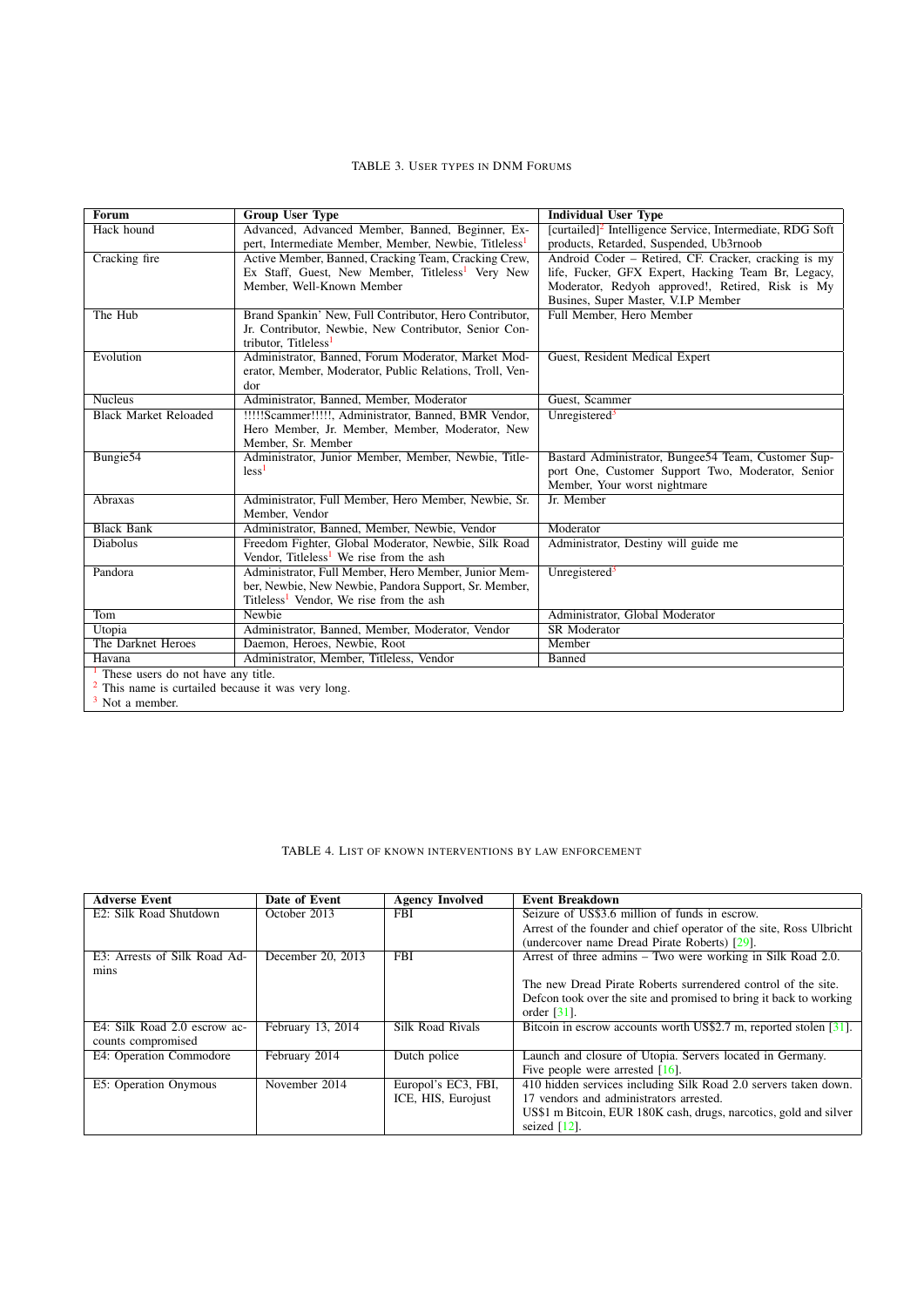TABLE 3. User types in DNM Forums

| Forum | Group User Type | Individual User Type |
| --- | --- | --- |
| Hack hound | Advanced, Advanced Member, Banned, Beginner, Expert, Intermediate Member, Member, Newbie, Titeless[1] | [curtailed][2] Intelligence Service, Intermediate, RDG Soft products, Retarded, Suspended, Ub3rnoob |
| Cracking fire | Active Member, Banned, Cracking Team, Cracking Crew, Ex Staff, Guest, New Member, Titleless[1] Very New Member, Well-Known Member | Android Coder – Retired, CF. Cracker, cracking is my life, Fucker, GFX Expert, Hacking Team Br, Legacy, Moderator, Redyoh approved!, Retired, Risk is My Busines, Super Master, V.I.P Member |
| The Hub | Brand Spankin' New, Full Contributor, Hero Contributor, Jr. Contributor, Newbie, New Contributor, Senior Contributor, Titeless[1] | Full Member, Hero Member |
| Evolution | Administrator, Banned, Forum Moderator, Market Moderator, Member, Moderator, Public Relations, Troll, Vendor | Guest, Resident Medical Expert |
| Nucleus | Administrator, Banned, Member, Moderator | Guest, Scammer |
| Black Market Reloaded | !!!!!Scammer!!!!!, Administrator, Banned, BMR Vendor, Hero Member, Jr. Member, Member, Moderator, New Member, Sr. Member | Unregistered[3] |
| Bungie54 | Administrator, Junior Member, Member, Newbie, Titleless[1] | Bastard Administrator, Bungee54 Team, Customer Support One, Customer Support Two, Moderator, Senior Member, Your worst nightmare |
| Abraxas | Administrator, Full Member, Hero Member, Newbie, Sr. Member, Vendor | Jr. Member |
| Black Bank | Administrator, Banned, Member, Newbie, Vendor | Moderator |
| Diabolus | Freedom Fighter, Global Moderator, Newbie, Silk Road Vendor, Titeless[1] We rise from the ash | Administrator, Destiny will guide me |
| Pandora | Administrator, Full Member, Hero Member, Junior Member, Newbie, New Newbie, Pandora Support, Sr. Member, Titeless[1] Vendor, We rise from the ash | Unregistered[3] |
| Tom | Newbie | Administrator, Global Moderator |
| Utopia | Administrator, Banned, Member, Moderator, Vendor | SR Moderator |
| The Darknet Heroes | Daemon, Heroes, Newbie, Root | Member |
| Havana | Administrator, Member, Titeless, Vendor | Banned |

[1] These users do not have any title.
[2] This name is curtailed because it was very long.
[3] Not a member.

TABLE 4. List of known interventions by law enforcement

| Adverse Event | Date of Event | Agency Involved | Event Breakdown |
| --- | --- | --- | --- |
| E2: Silk Road Shutdown | October 2013 | FBI | Seizure of US$3.6 million of funds in escrow. Arrest of the founder and chief operator of the site, Ross Ulbricht (undercover name Dread Pirate Roberts) [29]. |
| E3: Arrests of Silk Road Admins | December 20, 2013 | FBI | Arrest of three admins – Two were working in Silk Road 2.0. The new Dread Pirate Roberts surrendered control of the site. Defcon took over the site and promised to bring it back to working order [31]. |
| E4: Silk Road 2.0 escrow accounts compromised | February 13, 2014 | Silk Road Rivals | Bitcoin in escrow accounts worth US$2.7 m, reported stolen [31]. |
| E4: Operation Commodore | February 2014 | Dutch police | Launch and closure of Utopia. Servers located in Germany. Five people were arrested [16]. |
| E5: Operation Onymous | November 2014 | Europol's EC3, FBI, ICE, HIS, Eurojust | 410 hidden services including Silk Road 2.0 servers taken down. 17 vendors and administrators arrested. US$1 m Bitcoin, EUR 180K cash, drugs, narcotics, gold and silver seized [12]. |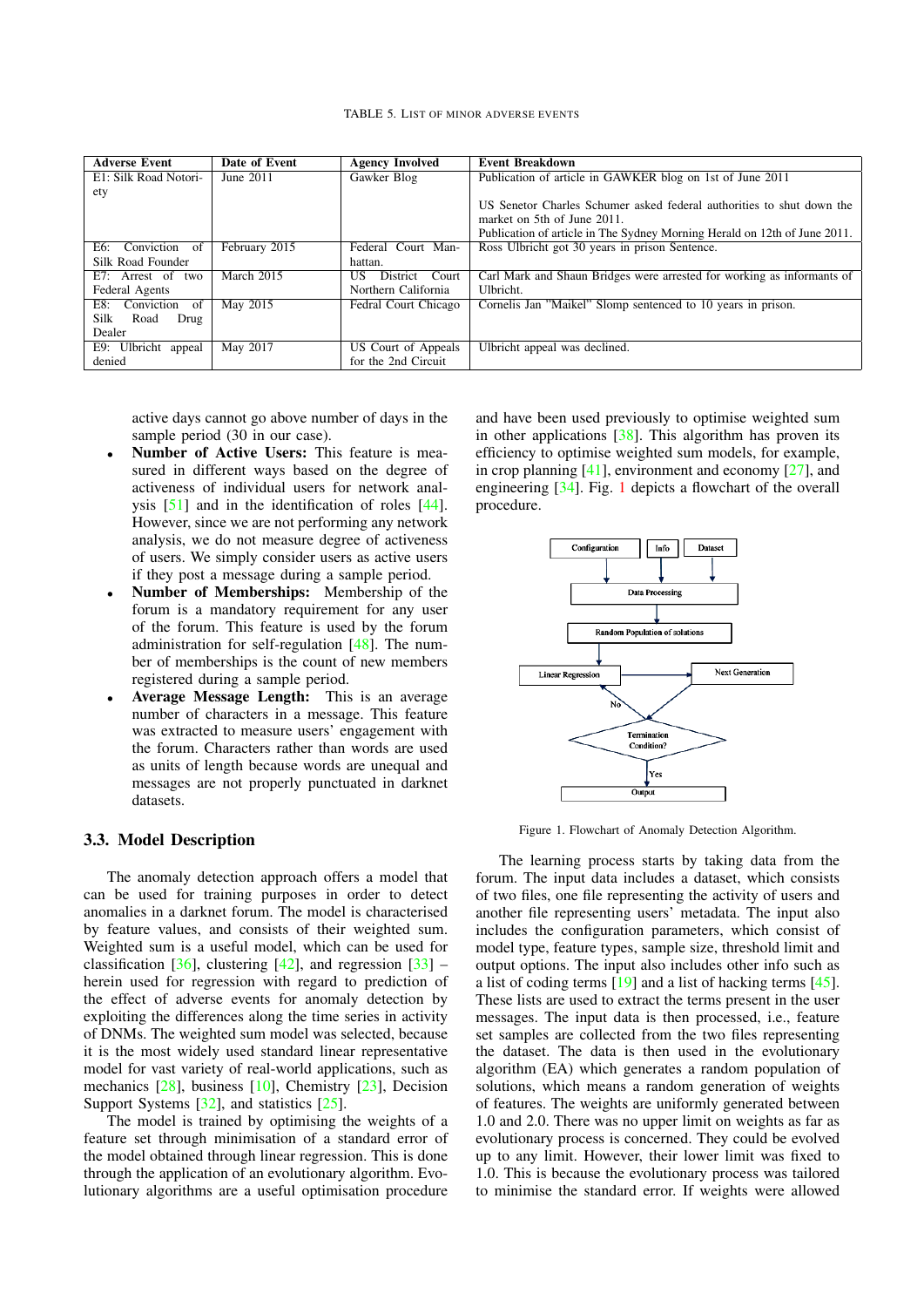TABLE 5. LIST OF MINOR ADVERSE EVENTS

| Adverse Event | Date of Event | Agency Involved | Event Breakdown |
|---|---|---|---|
| E1: Silk Road Notoriety | June 2011 | Gawker Blog | Publication of article in GAWKER blog on 1st of June 2011<br><br>US Senetor Charles Schumer asked federal authorities to shut down the market on 5th of June 2011.<br>Publication of article in The Sydney Morning Herald on 12th of June 2011. |
| E6: Conviction of Silk Road Founder | February 2015 | Federal Court Manhattan. | Ross Ulbricht got 30 years in prison Sentence. |
| E7: Arrest of two Federal Agents | March 2015 | US District Court Northern California | Carl Mark and Shaun Bridges were arrested for working as informants of Ulbricht. |
| E8: Conviction of Silk Road Drug Dealer | May 2015 | Fedral Court Chicago | Cornelis Jan "Maikel" Slomp sentenced to 10 years in prison. |
| E9: Ulbricht appeal denied | May 2017 | US Court of Appeals for the 2nd Circuit | Ulbricht appeal was declined. |

active days cannot go above number of days in the sample period (30 in our case).

- **Number of Active Users:** This feature is measured in different ways based on the degree of activeness of individual users for network analysis [51] and in the identification of roles [44]. However, since we are not performing any network analysis, we do not measure degree of activeness of users. We simply consider users as active users if they post a message during a sample period.
- **Number of Memberships:** Membership of the forum is a mandatory requirement for any user of the forum. This feature is used by the forum administration for self-regulation [48]. The number of memberships is the count of new members registered during a sample period.
- **Average Message Length:** This is an average number of characters in a message. This feature was extracted to measure users' engagement with the forum. Characters rather than words are used as units of length because words are unequal and messages are not properly punctuated in darknet datasets.

### 3.3. Model Description

The anomaly detection approach offers a model that can be used for training purposes in order to detect anomalies in a darknet forum. The model is characterised by feature values, and consists of their weighted sum. Weighted sum is a useful model, which can be used for classification [36], clustering [42], and regression [33] – herein used for regression with regard to prediction of the effect of adverse events for anomaly detection by exploiting the differences along the time series in activity of DNMs. The weighted sum model was selected, because it is the most widely used standard linear representative model for vast variety of real-world applications, such as mechanics [28], business [10], Chemistry [23], Decision Support Systems [32], and statistics [25].

The model is trained by optimising the weights of a feature set through minimisation of a standard error of the model obtained through linear regression. This is done through the application of an evolutionary algorithm. Evolutionary algorithms are a useful optimisation procedure and have been used previously to optimise weighted sum in other applications [38]. This algorithm has proven its efficiency to optimise weighted sum models, for example, in crop planning [41], environment and economy [27], and engineering [34]. Fig. 1 depicts a flowchart of the overall procedure.

Figure 1. Flowchart of Anomaly Detection Algorithm.

The learning process starts by taking data from the forum. The input data includes a dataset, which consists of two files, one file representing the activity of users and another file representing users' metadata. The input also includes the configuration parameters, which consist of model type, feature types, sample size, threshold limit and output options. The input also includes other info such as a list of coding terms [19] and a list of hacking terms [45]. These lists are used to extract the terms present in the user messages. The input data is then processed, i.e., feature set samples are collected from the two files representing the dataset. The data is then used in the evolutionary algorithm (EA) which generates a random population of solutions, which means a random generation of weights of features. The weights are uniformly generated between 1.0 and 2.0. There was no upper limit on weights as far as evolutionary process is concerned. They could be evolved up to any limit. However, their lower limit was fixed to 1.0. This is because the evolutionary process was tailored to minimise the standard error. If weights were allowed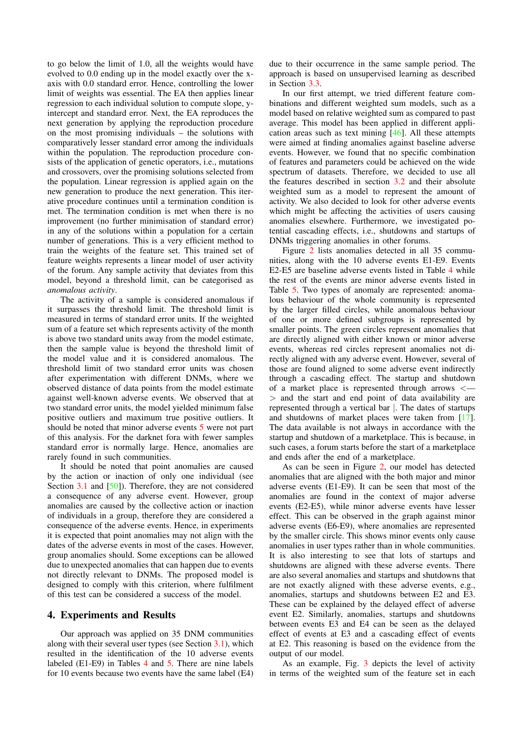to go below the limit of 1.0, all the weights would have evolved to 0.0 ending up in the model exactly over the x-axis with 0.0 standard error. Hence, controlling the lower limit of weights was essential. The EA then applies linear regression to each individual solution to compute slope, y-intercept and standard error. Next, the EA reproduces the next generation by applying the reproduction procedure on the most promising individuals – the solutions with comparatively lesser standard error among the individuals within the population. The reproduction procedure consists of the application of genetic operators, i.e., mutations and crossovers, over the promising solutions selected from the population. Linear regression is applied again on the new generation to produce the next generation. This iterative procedure continues until a termination condition is met. The termination condition is met when there is no improvement (no further minimisation of standard error) in any of the solutions within a population for a certain number of generations. This is a very efficient method to train the weights of the feature set. This trained set of feature weights represents a linear model of user activity of the forum. Any sample activity that deviates from this model, beyond a threshold limit, can be categorised as *anomalous activity*.

The activity of a sample is considered anomalous if it surpasses the threshold limit. The threshold limit is measured in terms of standard error units. If the weighted sum of a feature set which represents activity of the month is above two standard units away from the model estimate, then the sample value is beyond the threshold limit of the model value and it is considered anomalous. The threshold limit of two standard error units was chosen after experimentation with different DNMs, where we observed distance of data points from the model estimate against well-known adverse events. We observed that at two standard error units, the model yielded minimum false positive outliers and maximum true positive outliers. It should be noted that minor adverse events 5 were not part of this analysis. For the darknet fora with fewer samples standard error is normally large. Hence, anomalies are rarely found in such communities.

It should be noted that point anomalies are caused by the action or inaction of only one individual (see Section 3.1 and [50]). Therefore, they are not considered a consequence of any adverse event. However, group anomalies are caused by the collective action or inaction of individuals in a group, therefore they are considered a consequence of the adverse events. Hence, in experiments it is expected that point anomalies may not align with the dates of the adverse events in most of the cases. However, group anomalies should. Some exceptions can be allowed due to unexpected anomalies that can happen due to events not directly relevant to DNMs. The proposed model is designed to comply with this criterion, where fulfilment of this test can be considered a success of the model.

## 4. Experiments and Results

Our approach was applied on 35 DNM communities along with their several user types (see Section 3.1), which resulted in the identification of the 10 adverse events labeled (E1-E9) in Tables 4 and 5. There are nine labels for 10 events because two events have the same label (E4) due to their occurrence in the same sample period. The approach is based on unsupervised learning as described in Section 3.3.

In our first attempt, we tried different feature combinations and different weighted sum models, such as a model based on relative weighted sum as compared to past average. This model has been applied in different application areas such as text mining [46]. All these attempts were aimed at finding anomalies against baseline adverse events. However, we found that no specific combination of features and parameters could be achieved on the wide spectrum of datasets. Therefore, we decided to use all the features described in section 3.2 and their absolute weighted sum as a model to represent the amount of activity. We also decided to look for other adverse events which might be affecting the activities of users causing anomalies elsewhere. Furthermore, we investigated potential cascading effects, i.e., shutdowns and startups of DNMs triggering anomalies in other forums.

Figure 2 lists anomalies detected in all 35 communities, along with the 10 adverse events E1-E9. Events E2-E5 are baseline adverse events listed in Table 4 while the rest of the events are minor adverse events listed in Table 5. Two types of anomaly are represented: anomalous behaviour of the whole community is represented by the larger filled circles, while anomalous behaviour of one or more defined subgroups is represented by smaller points. The green circles represent anomalies that are directly aligned with either known or minor adverse events, whereas red circles represent anomalies not directly aligned with any adverse event. However, several of those are found aligned to some adverse event indirectly through a cascading effect. The startup and shutdown of a market place is represented through arrows <—> and the start and end point of data availability are represented through a vertical bar |. The dates of startups and shutdowns of market places were taken from [17]. The data available is not always in accordance with the startup and shutdown of a marketplace. This is because, in such cases, a forum starts before the start of a marketplace and ends after the end of a marketplace.

As can be seen in Figure 2, our model has detected anomalies that are aligned with the both major and minor adverse events (E1-E9). It can be seen that most of the anomalies are found in the context of major adverse events (E2-E5), while minor adverse events have lesser effect. This can be observed in the graph against minor adverse events (E6-E9), where anomalies are represented by the smaller circle. This shows minor events only cause anomalies in user types rather than in whole communities. It is also interesting to see that lots of startups and shutdowns are aligned with these adverse events. There are also several anomalies and startups and shutdowns that are not exactly aligned with these adverse events, e.g., anomalies, startups and shutdowns between E2 and E3. These can be explained by the delayed effect of adverse event E2. Similarly, anomalies, startups and shutdowns between events E3 and E4 can be seen as the delayed effect of events at E3 and a cascading effect of events at E2. This reasoning is based on the evidence from the output of our model.

As an example, Fig. 3 depicts the level of activity in terms of the weighted sum of the feature set in each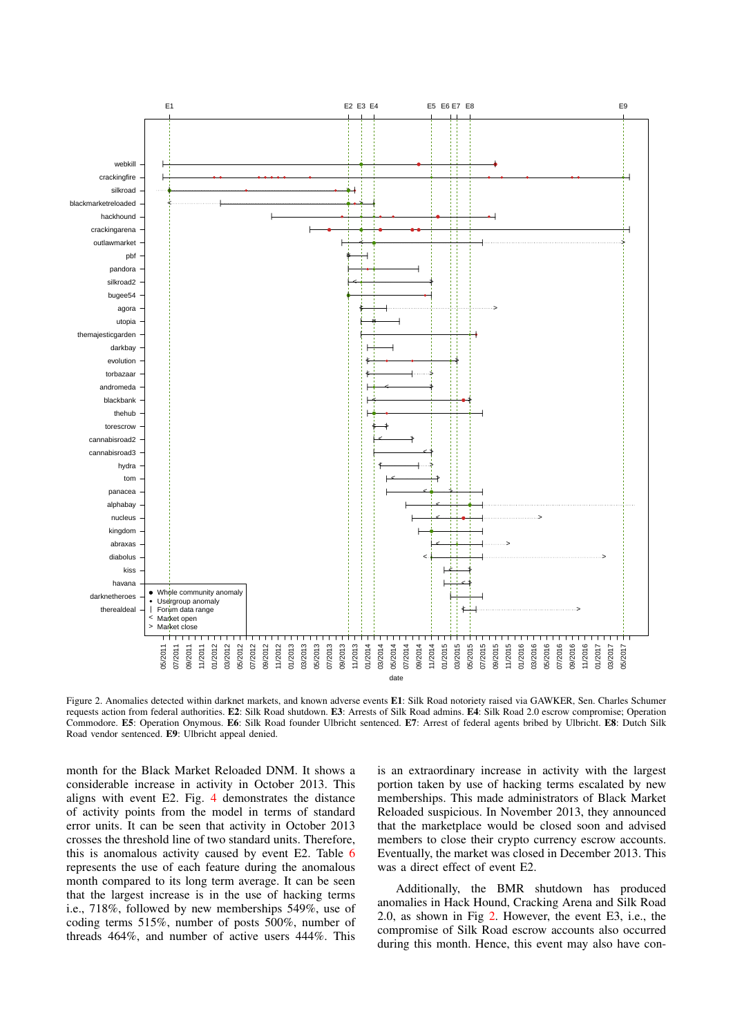Figure 2. Anomalies detected within darknet markets, and known adverse events **E1**: Silk Road notoriety raised via GAWKER, Sen. Charles Schumer requests action from federal authorities. **E2**: Silk Road shutdown. **E3**: Arrests of Silk Road admins. **E4**: Silk Road 2.0 escrow compromise; Operation Commodore. **E5**: Operation Onymous. **E6**: Silk Road founder Ulbricht sentenced. **E7**: Arrest of federal agents bribed by Ulbricht. **E8**: Dutch Silk Road vendor sentenced. **E9**: Ulbricht appeal denied.

month for the Black Market Reloaded DNM. It shows a considerable increase in activity in October 2013. This aligns with event E2. Fig. 4 demonstrates the distance of activity points from the model in terms of standard error units. It can be seen that activity in October 2013 crosses the threshold line of two standard units. Therefore, this is anomalous activity caused by event E2. Table 6 represents the use of each feature during the anomalous month compared to its long term average. It can be seen that the largest increase is in the use of hacking terms i.e., 718%, followed by new memberships 549%, use of coding terms 515%, number of posts 500%, number of threads 464%, and number of active users 444%. This is an extraordinary increase in activity with the largest portion taken by use of hacking terms escalated by new memberships. This made administrators of Black Market Reloaded suspicious. In November 2013, they announced that the marketplace would be closed soon and advised members to close their crypto currency escrow accounts. Eventually, the market was closed in December 2013. This was a direct effect of event E2.

Additionally, the BMR shutdown has produced anomalies in Hack Hound, Cracking Arena and Silk Road 2.0, as shown in Fig 2. However, the event E3, i.e., the compromise of Silk Road escrow accounts also occurred during this month. Hence, this event may also have con-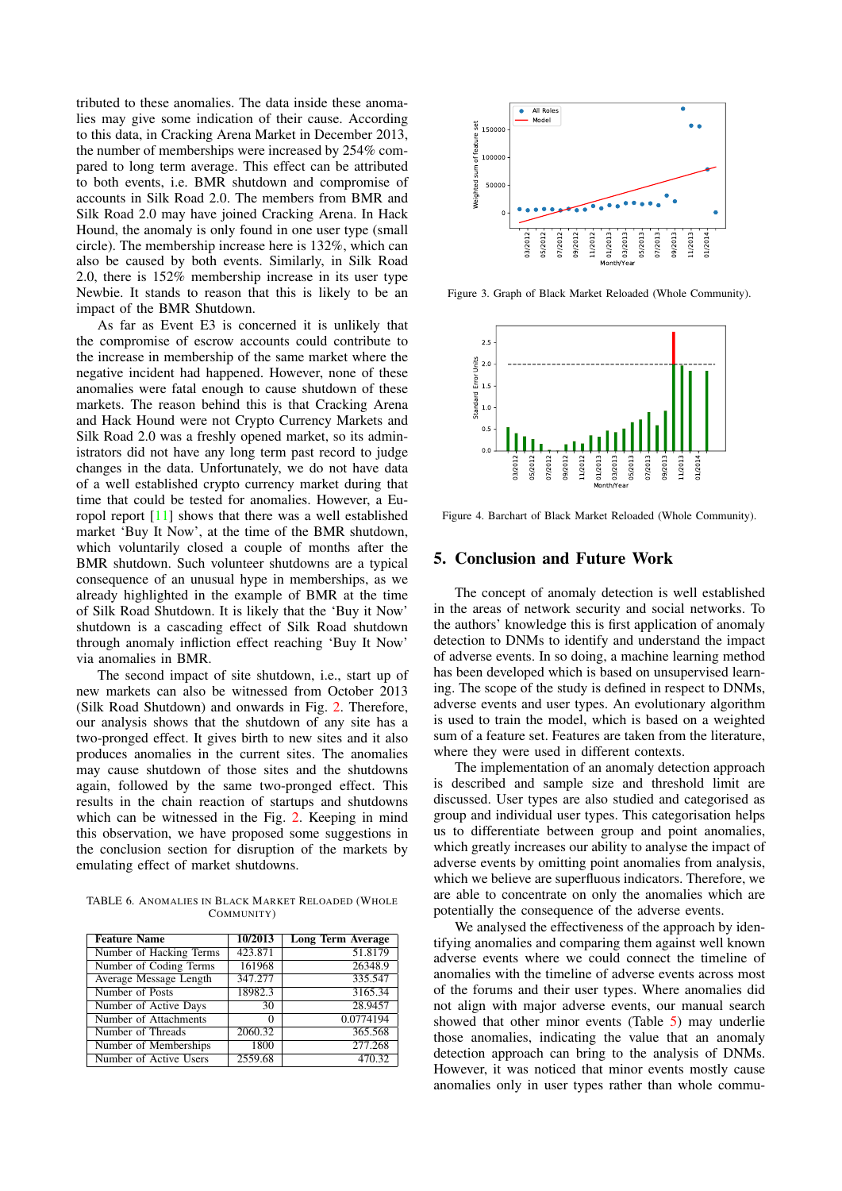tributed to these anomalies. The data inside these anomalies may give some indication of their cause. According to this data, in Cracking Arena Market in December 2013, the number of memberships were increased by 254% compared to long term average. This effect can be attributed to both events, i.e. BMR shutdown and compromise of accounts in Silk Road 2.0. The members from BMR and Silk Road 2.0 may have joined Cracking Arena. In Hack Hound, the anomaly is only found in one user type (small circle). The membership increase here is 132%, which can also be caused by both events. Similarly, in Silk Road 2.0, there is 152% membership increase in its user type Newbie. It stands to reason that this is likely to be an impact of the BMR Shutdown.

As far as Event E3 is concerned it is unlikely that the compromise of escrow accounts could contribute to the increase in membership of the same market where the negative incident had happened. However, none of these anomalies were fatal enough to cause shutdown of these markets. The reason behind this is that Cracking Arena and Hack Hound were not Crypto Currency Markets and Silk Road 2.0 was a freshly opened market, so its administrators did not have any long term past record to judge changes in the data. Unfortunately, we do not have data of a well established crypto currency market during that time that could be tested for anomalies. However, a Europol report [11] shows that there was a well established market 'Buy It Now', at the time of the BMR shutdown, which voluntarily closed a couple of months after the BMR shutdown. Such volunteer shutdowns are a typical consequence of an unusual hype in memberships, as we already highlighted in the example of BMR at the time of Silk Road Shutdown. It is likely that the 'Buy it Now' shutdown is a cascading effect of Silk Road shutdown through anomaly infliction effect reaching 'Buy It Now' via anomalies in BMR.

The second impact of site shutdown, i.e., start up of new markets can also be witnessed from October 2013 (Silk Road Shutdown) and onwards in Fig. 2. Therefore, our analysis shows that the shutdown of any site has a two-pronged effect. It gives birth to new sites and it also produces anomalies in the current sites. The anomalies may cause shutdown of those sites and the shutdowns again, followed by the same two-pronged effect. This results in the chain reaction of startups and shutdowns which can be witnessed in the Fig. 2. Keeping in mind this observation, we have proposed some suggestions in the conclusion section for disruption of the markets by emulating effect of market shutdowns.

TABLE 6. ANOMALIES IN BLACK MARKET RELOADED (WHOLE COMMUNITY)

| Feature Name | 10/2013 | Long Term Average |
|---|---|---|
| Number of Hacking Terms | 423.871 | 51.8179 |
| Number of Coding Terms | 161968 | 26348.9 |
| Average Message Length | 347.277 | 335.547 |
| Number of Posts | 18982.3 | 3165.34 |
| Number of Active Days | 30 | 28.9457 |
| Number of Attachments | 0 | 0.0774194 |
| Number of Threads | 2060.32 | 365.568 |
| Number of Memberships | 1800 | 277.268 |
| Number of Active Users | 2559.68 | 470.32 |

Figure 3. Graph of Black Market Reloaded (Whole Community).

Figure 4. Barchart of Black Market Reloaded (Whole Community).

## 5. Conclusion and Future Work

The concept of anomaly detection is well established in the areas of network security and social networks. To the authors' knowledge this is first application of anomaly detection to DNMs to identify and understand the impact of adverse events. In so doing, a machine learning method has been developed which is based on unsupervised learning. The scope of the study is defined in respect to DNMs, adverse events and user types. An evolutionary algorithm is used to train the model, which is based on a weighted sum of a feature set. Features are taken from the literature, where they were used in different contexts.

The implementation of an anomaly detection approach is described and sample size and threshold limit are discussed. User types are also studied and categorised as group and individual user types. This categorisation helps us to differentiate between group and point anomalies, which greatly increases our ability to analyse the impact of adverse events by omitting point anomalies from analysis, which we believe are superfluous indicators. Therefore, we are able to concentrate on only the anomalies which are potentially the consequence of the adverse events.

We analysed the effectiveness of the approach by identifying anomalies and comparing them against well known adverse events where we could connect the timeline of anomalies with the timeline of adverse events across most of the forums and their user types. Where anomalies did not align with major adverse events, our manual search showed that other minor events (Table 5) may underlie those anomalies, indicating the value that an anomaly detection approach can bring to the analysis of DNMs. However, it was noticed that minor events mostly cause anomalies only in user types rather than whole commu-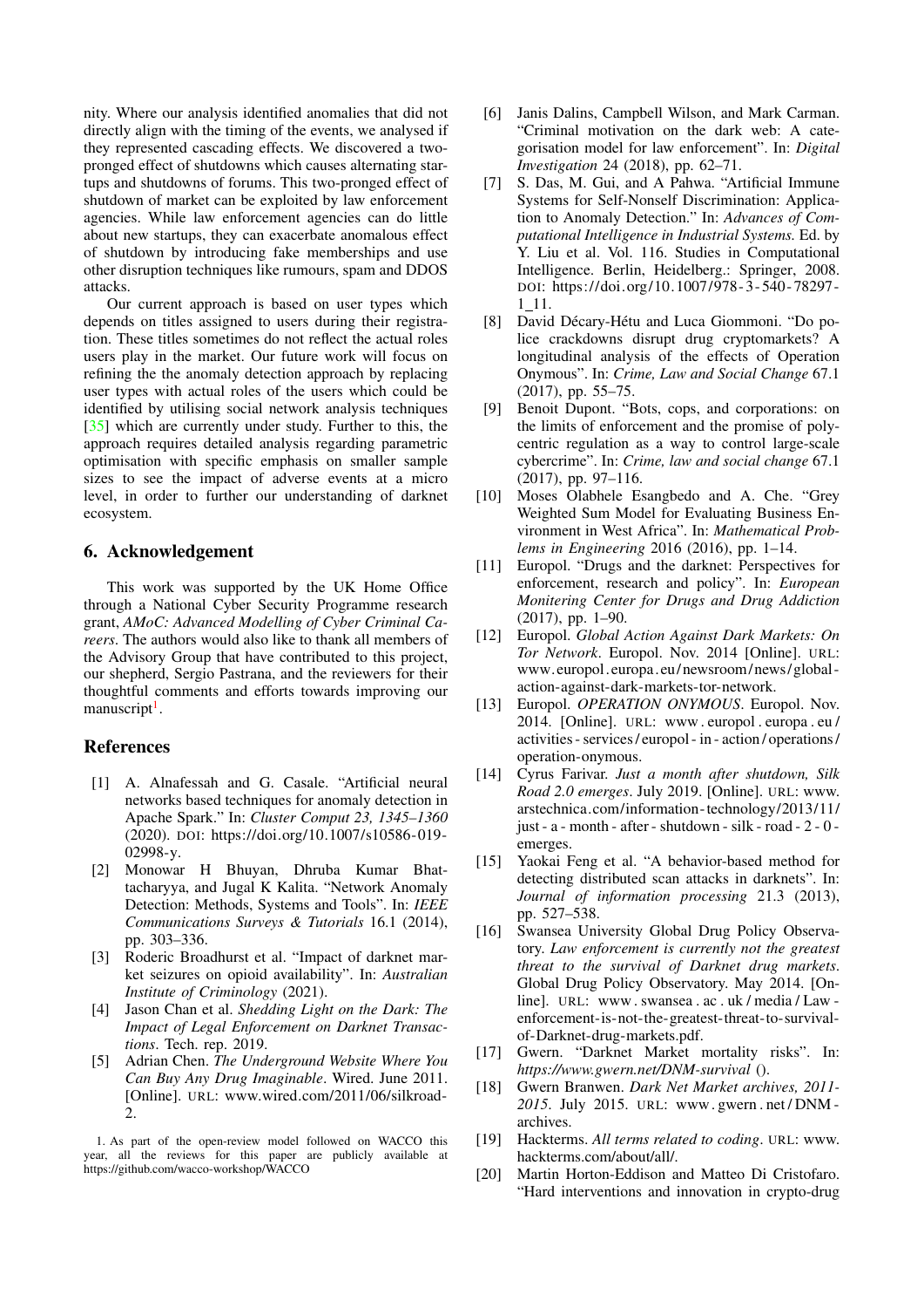nity. Where our analysis identified anomalies that did not directly align with the timing of the events, we analysed if they represented cascading effects. We discovered a two-pronged effect of shutdowns which causes alternating startups and shutdowns of forums. This two-pronged effect of shutdown of market can be exploited by law enforcement agencies. While law enforcement agencies can do little about new startups, they can exacerbate anomalous effect of shutdown by introducing fake memberships and use other disruption techniques like rumours, spam and DDOS attacks.

Our current approach is based on user types which depends on titles assigned to users during their registration. These titles sometimes do not reflect the actual roles users play in the market. Our future work will focus on refining the the anomaly detection approach by replacing user types with actual roles of the users which could be identified by utilising social network analysis techniques [35] which are currently under study. Further to this, the approach requires detailed analysis regarding parametric optimisation with specific emphasis on smaller sample sizes to see the impact of adverse events at a micro level, in order to further our understanding of darknet ecosystem.

## 6. Acknowledgement

This work was supported by the UK Home Office through a National Cyber Security Programme research grant, *AMoC: Advanced Modelling of Cyber Criminal Careers*. The authors would also like to thank all members of the Advisory Group that have contributed to this project, our shepherd, Sergio Pastrana, and the reviewers for their thoughtful comments and efforts towards improving our manuscript[1].

## References

- [1] A. Alnafessah and G. Casale. "Artificial neural networks based techniques for anomaly detection in Apache Spark." In: *Cluster Comput 23, 1345–1360* (2020). DOI: https://doi.org/10.1007/s10586-019-02998-y.
- [2] Monowar H Bhuyan, Dhruba Kumar Bhattacharyya, and Jugal K Kalita. "Network Anomaly Detection: Methods, Systems and Tools". In: *IEEE Communications Surveys & Tutorials* 16.1 (2014), pp. 303–336.
- [3] Roderic Broadhurst et al. "Impact of darknet market seizures on opioid availability". In: *Australian Institute of Criminology* (2021).
- [4] Jason Chan et al. *Shedding Light on the Dark: The Impact of Legal Enforcement on Darknet Transactions*. Tech. rep. 2019.
- [5] Adrian Chen. *The Underground Website Where You Can Buy Any Drug Imaginable*. Wired. June 2011. [Online]. URL: www.wired.com/2011/06/silkroad-2.
- [6] Janis Dalins, Campbell Wilson, and Mark Carman. "Criminal motivation on the dark web: A categorisation model for law enforcement". In: *Digital Investigation* 24 (2018), pp. 62–71.
- [7] S. Das, M. Gui, and A Pahwa. "Artificial Immune Systems for Self-Nonself Discrimination: Application to Anomaly Detection." In: *Advances of Computational Intelligence in Industrial Systems.* Ed. by Y. Liu et al. Vol. 116. Studies in Computational Intelligence. Berlin, Heidelberg.: Springer, 2008. DOI: https://doi.org/10.1007/978-3-540-78297-1_11.
- [8] David Décary-Hétu and Luca Giommoni. "Do police crackdowns disrupt drug cryptomarkets? A longitudinal analysis of the effects of Operation Onymous". In: *Crime, Law and Social Change* 67.1 (2017), pp. 55–75.
- [9] Benoit Dupont. "Bots, cops, and corporations: on the limits of enforcement and the promise of polycentric regulation as a way to control large-scale cybercrime". In: *Crime, law and social change* 67.1 (2017), pp. 97–116.
- [10] Moses Olabhele Esangbedo and A. Che. "Grey Weighted Sum Model for Evaluating Business Environment in West Africa". In: *Mathematical Problems in Engineering* 2016 (2016), pp. 1–14.
- [11] Europol. "Drugs and the darknet: Perspectives for enforcement, research and policy". In: *European Monitering Center for Drugs and Drug Addiction* (2017), pp. 1–90.
- [12] Europol. *Global Action Against Dark Markets: On Tor Network*. Europol. Nov. 2014 [Online]. URL: www.europol.europa.eu/newsroom/news/global-action-against-dark-markets-tor-network.
- [13] Europol. *OPERATION ONYMOUS*. Europol. Nov. 2014. [Online]. URL: www.europol.europa.eu/activities-services/europol-in-action/operations/operation-onymous.
- [14] Cyrus Farivar. *Just a month after shutdown, Silk Road 2.0 emerges*. July 2019. [Online]. URL: www.arstechnica.com/information-technology/2013/11/just-a-month-after-shutdown-silk-road-2-0-emerges.
- [15] Yaokai Feng et al. "A behavior-based method for detecting distributed scan attacks in darknets". In: *Journal of information processing* 21.3 (2013), pp. 527–538.
- [16] Swansea University Global Drug Policy Observatory. *Law enforcement is currently not the greatest threat to the survival of Darknet drug markets*. Global Drug Policy Observatory. May 2014. [Online]. URL: www.swansea.ac.uk/media/Law-enforcement-is-not-the-greatest-threat-to-survival-of-Darknet-drug-markets.pdf.
- [17] Gwern. "Darknet Market mortality risks". In: *https://www.gwern.net/DNM-survival* ().
- [18] Gwern Branwen. *Dark Net Market archives, 2011-2015*. July 2015. URL: www.gwern.net/DNM-archives.
- [19] Hackterms. *All terms related to coding*. URL: www.hackterms.com/about/all/.
- [20] Martin Horton-Eddison and Matteo Di Cristofaro. "Hard interventions and innovation in crypto-drug

1. As part of the open-review model followed on WACCO this year, all the reviews for this paper are publicly available at https://github.com/wacco-workshop/WACCO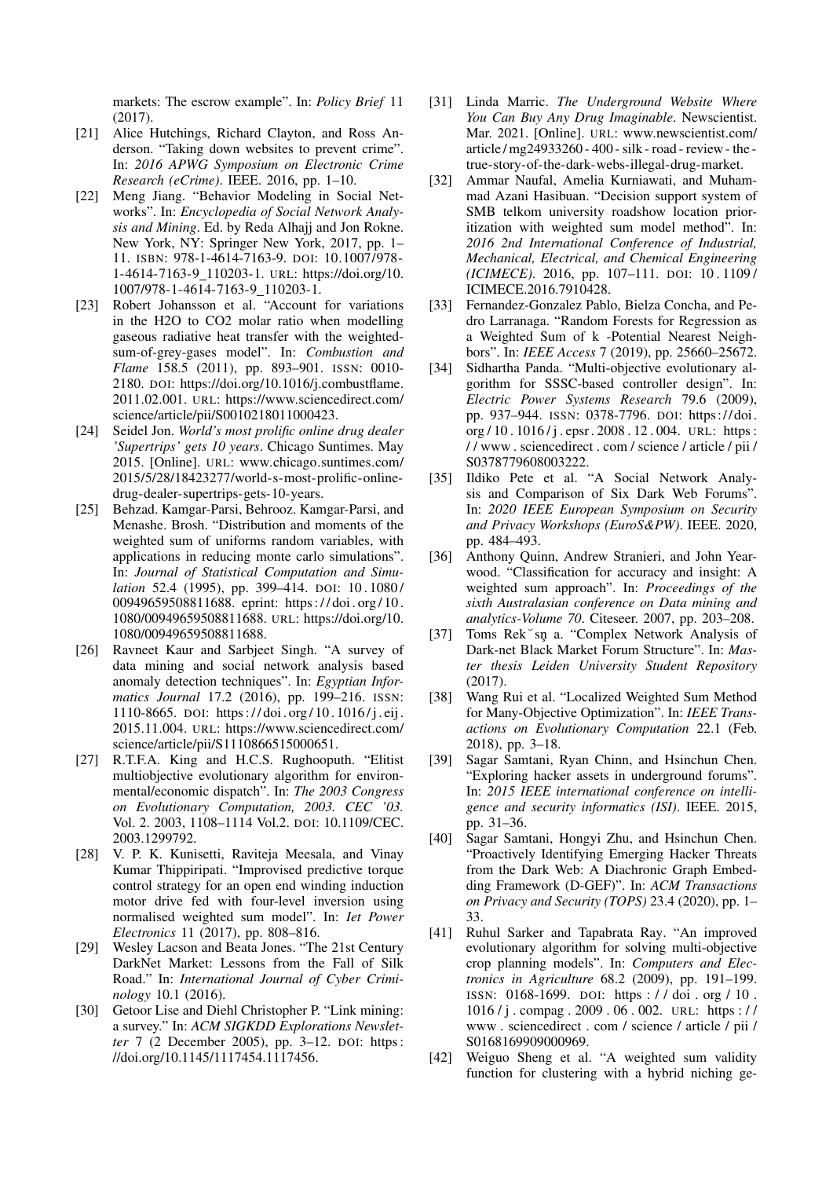markets: The escrow example". In: *Policy Brief* 11 (2017).

- [21] Alice Hutchings, Richard Clayton, and Ross Anderson. "Taking down websites to prevent crime". In: *2016 APWG Symposium on Electronic Crime Research (eCrime)*. IEEE. 2016, pp. 1–10.
- [22] Meng Jiang. "Behavior Modeling in Social Networks". In: *Encyclopedia of Social Network Analysis and Mining*. Ed. by Reda Alhajj and Jon Rokne. New York, NY: Springer New York, 2017, pp. 1–11. ISBN: 978-1-4614-7163-9. DOI: 10.1007/978-1-4614-7163-9_110203-1. URL: https://doi.org/10.1007/978-1-4614-7163-9_110203-1.
- [23] Robert Johansson et al. "Account for variations in the H2O to CO2 molar ratio when modelling gaseous radiative heat transfer with the weighted-sum-of-grey-gases model". In: *Combustion and Flame* 158.5 (2011), pp. 893–901. ISSN: 0010-2180. DOI: https://doi.org/10.1016/j.combustflame.2011.02.001. URL: https://www.sciencedirect.com/science/article/pii/S0010218011000423.
- [24] Seidel Jon. *World's most prolific online drug dealer 'Supertrips' gets 10 years*. Chicago Suntimes. May 2015. [Online]. URL: www.chicago.suntimes.com/2015/5/28/18423277/world-s-most-prolific-online-drug-dealer-supertrips-gets-10-years.
- [25] Behzad. Kamgar-Parsi, Behrooz. Kamgar-Parsi, and Menashe. Brosh. "Distribution and moments of the weighted sum of uniforms random variables, with applications in reducing monte carlo simulations". In: *Journal of Statistical Computation and Simulation* 52.4 (1995), pp. 399–414. DOI: 10.1080/00949659508811688. eprint: https://doi.org/10.1080/00949659508811688. URL: https://doi.org/10.1080/00949659508811688.
- [26] Ravneet Kaur and Sarbjeet Singh. "A survey of data mining and social network analysis based anomaly detection techniques". In: *Egyptian Informatics Journal* 17.2 (2016), pp. 199–216. ISSN: 1110-8665. DOI: https://doi.org/10.1016/j.eij.2015.11.004. URL: https://www.sciencedirect.com/science/article/pii/S1110866515000651.
- [27] R.T.F.A. King and H.C.S. Rughooputh. "Elitist multiobjective evolutionary algorithm for environmental/economic dispatch". In: *The 2003 Congress on Evolutionary Computation, 2003. CEC '03.* Vol. 2. 2003, 1108–1114 Vol.2. DOI: 10.1109/CEC.2003.1299792.
- [28] V. P. K. Kunisetti, Raviteja Meesala, and Vinay Kumar Thippiripati. "Improvised predictive torque control strategy for an open end winding induction motor drive fed with four-level inversion using normalised weighted sum model". In: *Iet Power Electronics* 11 (2017), pp. 808–816.
- [29] Wesley Lacson and Beata Jones. "The 21st Century DarkNet Market: Lessons from the Fall of Silk Road." In: *International Journal of Cyber Criminology* 10.1 (2016).
- [30] Getoor Lise and Diehl Christopher P. "Link mining: a survey." In: *ACM SIGKDD Explorations Newsletter* 7 (2 December 2005), pp. 3–12. DOI: https://doi.org/10.1145/1117454.1117456.
- [31] Linda Marric. *The Underground Website Where You Can Buy Any Drug Imaginable*. Newscientist. Mar. 2021. [Online]. URL: www.newscientist.com/article/mg24933260-400-silk-road-review-the-true-story-of-the-dark-webs-illegal-drug-market.
- [32] Ammar Naufal, Amelia Kurniawati, and Muhammad Azani Hasibuan. "Decision support system of SMB telkom university roadshow location prioritization with weighted sum model method". In: *2016 2nd International Conference of Industrial, Mechanical, Electrical, and Chemical Engineering (ICIMECE)*. 2016, pp. 107–111. DOI: 10.1109/ICIMECE.2016.7910428.
- [33] Fernandez-Gonzalez Pablo, Bielza Concha, and Pedro Larranaga. "Random Forests for Regression as a Weighted Sum of k -Potential Nearest Neighbors". In: *IEEE Access* 7 (2019), pp. 25660–25672.
- [34] Sidhartha Panda. "Multi-objective evolutionary algorithm for SSSC-based controller design". In: *Electric Power Systems Research* 79.6 (2009), pp. 937–944. ISSN: 0378-7796. DOI: https://doi.org/10.1016/j.epsr.2008.12.004. URL: https://www.sciencedirect.com/science/article/pii/S0378779608003222.
- [35] Ildiko Pete et al. "A Social Network Analysis and Comparison of Six Dark Web Forums". In: *2020 IEEE European Symposium on Security and Privacy Workshops (EuroS&PW)*. IEEE. 2020, pp. 484–493.
- [36] Anthony Quinn, Andrew Stranieri, and John Yearwood. "Classification for accuracy and insight: A weighted sum approach". In: *Proceedings of the sixth Australasian conference on Data mining and analytics-Volume 70*. Citeseer. 2007, pp. 203–208.
- [37] Toms Rekˇsņa. "Complex Network Analysis of Dark-net Black Market Forum Structure". In: *Master thesis Leiden University Student Repository* (2017).
- [38] Wang Rui et al. "Localized Weighted Sum Method for Many-Objective Optimization". In: *IEEE Transactions on Evolutionary Computation* 22.1 (Feb. 2018), pp. 3–18.
- [39] Sagar Samtani, Ryan Chinn, and Hsinchun Chen. "Exploring hacker assets in underground forums". In: *2015 IEEE international conference on intelligence and security informatics (ISI)*. IEEE. 2015, pp. 31–36.
- [40] Sagar Samtani, Hongyi Zhu, and Hsinchun Chen. "Proactively Identifying Emerging Hacker Threats from the Dark Web: A Diachronic Graph Embedding Framework (D-GEF)". In: *ACM Transactions on Privacy and Security (TOPS)* 23.4 (2020), pp. 1–33.
- [41] Ruhul Sarker and Tapabrata Ray. "An improved evolutionary algorithm for solving multi-objective crop planning models". In: *Computers and Electronics in Agriculture* 68.2 (2009), pp. 191–199. ISSN: 0168-1699. DOI: https://doi.org/10.1016/j.compag.2009.06.002. URL: https://www.sciencedirect.com/science/article/pii/S0168169909000969.
- [42] Weiguo Sheng et al. "A weighted sum validity function for clustering with a hybrid niching ge-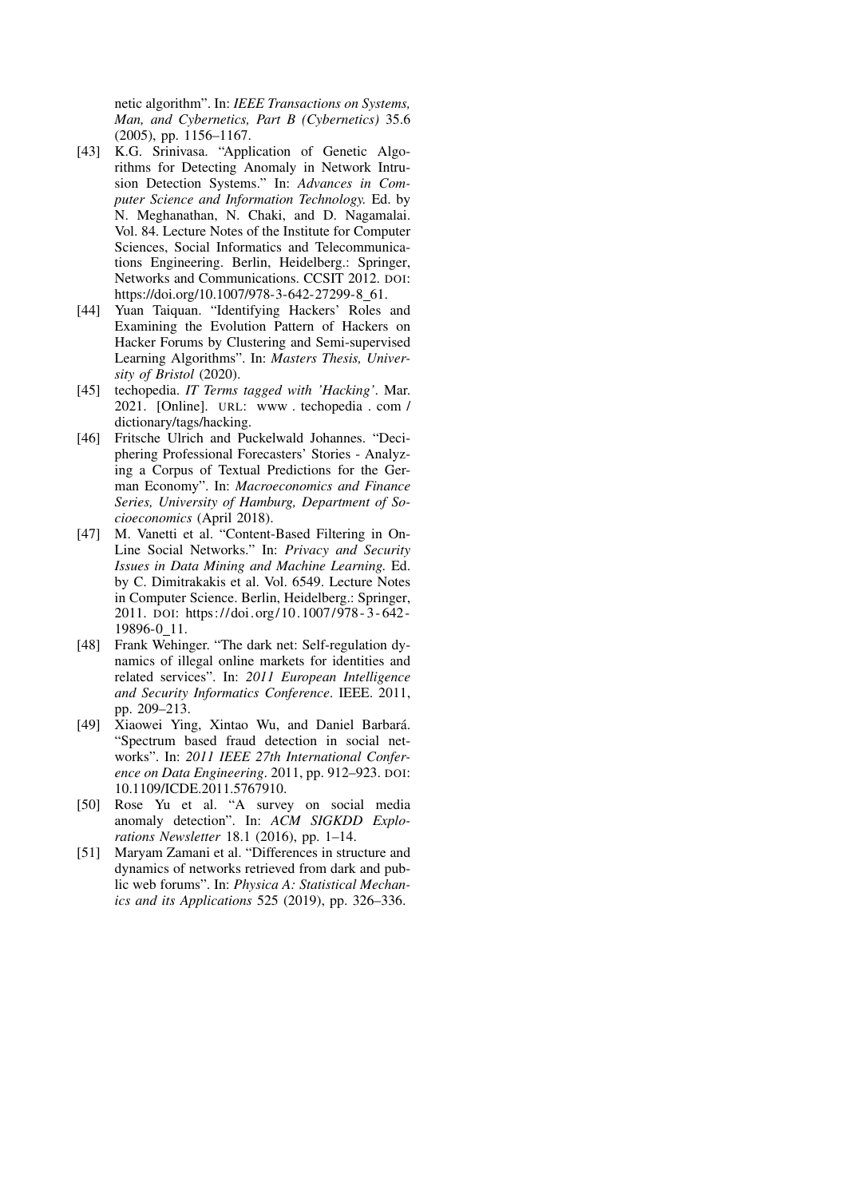netic algorithm". In: *IEEE Transactions on Systems, Man, and Cybernetics, Part B (Cybernetics)* 35.6 (2005), pp. 1156–1167.

[43] K.G. Srinivasa. "Application of Genetic Algorithms for Detecting Anomaly in Network Intrusion Detection Systems." In: *Advances in Computer Science and Information Technology.* Ed. by N. Meghanathan, N. Chaki, and D. Nagamalai. Vol. 84. Lecture Notes of the Institute for Computer Sciences, Social Informatics and Telecommunications Engineering. Berlin, Heidelberg.: Springer, Networks and Communications. CCSIT 2012. DOI: https://doi.org/10.1007/978-3-642-27299-8_61.

[44] Yuan Taiquan. "Identifying Hackers' Roles and Examining the Evolution Pattern of Hackers on Hacker Forums by Clustering and Semi-supervised Learning Algorithms". In: *Masters Thesis, University of Bristol* (2020).

[45] techopedia. *IT Terms tagged with 'Hacking'*. Mar. 2021. [Online]. URL: www.techopedia.com/dictionary/tags/hacking.

[46] Fritsche Ulrich and Puckelwald Johannes. "Deciphering Professional Forecasters' Stories - Analyzing a Corpus of Textual Predictions for the German Economy". In: *Macroeconomics and Finance Series, University of Hamburg, Department of Socioeconomics* (April 2018).

[47] M. Vanetti et al. "Content-Based Filtering in On-Line Social Networks." In: *Privacy and Security Issues in Data Mining and Machine Learning.* Ed. by C. Dimitrakakis et al. Vol. 6549. Lecture Notes in Computer Science. Berlin, Heidelberg.: Springer, 2011. DOI: https://doi.org/10.1007/978-3-642-19896-0_11.

[48] Frank Wehinger. "The dark net: Self-regulation dynamics of illegal online markets for identities and related services". In: *2011 European Intelligence and Security Informatics Conference*. IEEE. 2011, pp. 209–213.

[49] Xiaowei Ying, Xintao Wu, and Daniel Barbará. "Spectrum based fraud detection in social networks". In: *2011 IEEE 27th International Conference on Data Engineering*. 2011, pp. 912–923. DOI: 10.1109/ICDE.2011.5767910.

[50] Rose Yu et al. "A survey on social media anomaly detection". In: *ACM SIGKDD Explorations Newsletter* 18.1 (2016), pp. 1–14.

[51] Maryam Zamani et al. "Differences in structure and dynamics of networks retrieved from dark and public web forums". In: *Physica A: Statistical Mechanics and its Applications* 525 (2019), pp. 326–336.